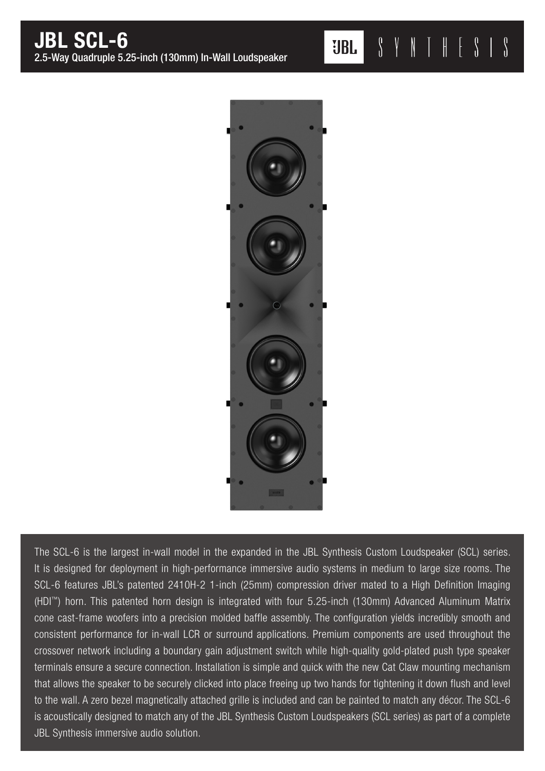# JBL SCL-6

2.5-Way Quadruple 5.25-inch (130mm) In-Wall Loudspeaker

JBL SYNTHESIS

The SCL-6 is the largest in-wall model in the expanded in the JBL Synthesis Custom Loudspeaker (SCL) series. It is designed for deployment in high-performance immersive audio systems in medium to large size rooms. The SCL-6 features JBL's patented 2410H-2 1-inch (25mm) compression driver mated to a High Definition Imaging (HDI™) horn. This patented horn design is integrated with four 5.25-inch (130mm) Advanced Aluminum Matrix cone cast-frame woofers into a precision molded baffle assembly. The configuration yields incredibly smooth and consistent performance for in-wall LCR or surround applications. Premium components are used throughout the crossover network including a boundary gain adjustment switch while high-quality gold-plated push type speaker terminals ensure a secure connection. Installation is simple and quick with the new Cat Claw mounting mechanism that allows the speaker to be securely clicked into place freeing up two hands for tightening it down flush and level to the wall. A zero bezel magnetically attached grille is included and can be painted to match any décor. The SCL-6 is acoustically designed to match any of the JBL Synthesis Custom Loudspeakers (SCL series) as part of a complete JBL Synthesis immersive audio solution.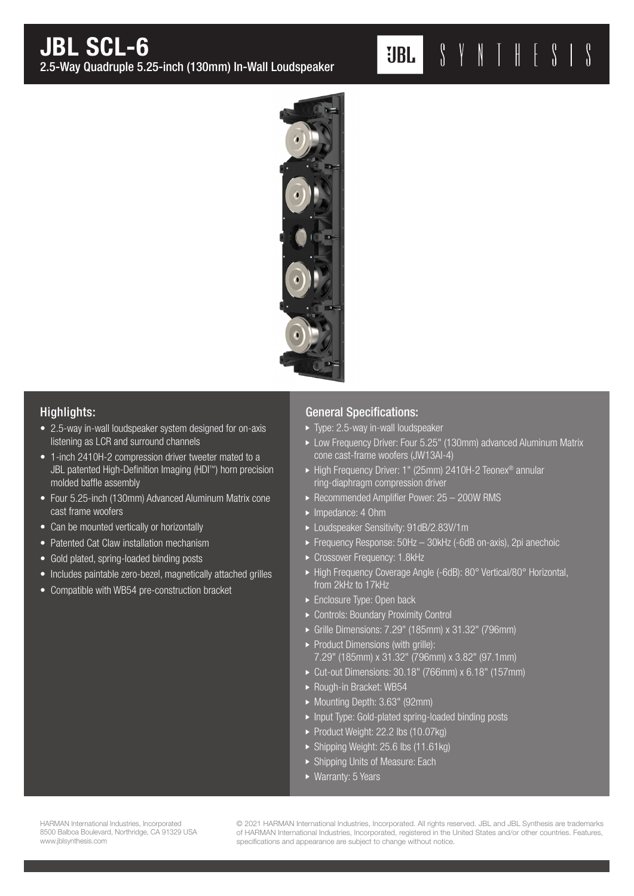# JBL SCL-6

2.5-Way Quadruple 5.25-inch (130mm) In-Wall Loudspeaker

JBL SYNTHESIS

## Highlights:

- 2.5-way in-wall loudspeaker system designed for on-axis listening as LCR and surround channels
- 1-inch 2410H-2 compression driver tweeter mated to a JBL patented High-Definition Imaging (HDI™) horn precision molded baffle assembly
- Four 5.25-inch (130mm) Advanced Aluminum Matrix cone cast frame woofers
- Can be mounted vertically or horizontally
- Patented Cat Claw installation mechanism
- Gold plated, spring-loaded binding posts
- Includes paintable zero-bezel, magnetically attached grilles
- Compatible with WB54 pre-construction bracket

## General Specifications:

- Type: 2.5-way in-wall loudspeaker
- Low Frequency Driver: Four 5.25" (130mm) advanced Aluminum Matrix cone cast-frame woofers (JW13AI-4)
- High Frequency Driver: 1" (25mm) 2410H-2 Teonex® annular ring-diaphragm compression driver
- Recommended Amplifier Power: 25 – 200W RMS
- Impedance: 4 Ohm
- Loudspeaker Sensitivity: 91dB/2.83V/1m
- Frequency Response: 50Hz – 30kHz (-6dB on-axis), 2pi anechoic
- Crossover Frequency: 1.8kHz
- High Frequency Coverage Angle (-6dB): 80° Vertical/80° Horizontal, from 2kHz to 17kHz
- Enclosure Type: Open back
- Controls: Boundary Proximity Control
- Grille Dimensions: 7.29" (185mm) x 31.32" (796mm)
- Product Dimensions (with grille): 7.29" (185mm) x 31.32" (796mm) x 3.82" (97.1mm)
- Cut-out Dimensions: 30.18" (766mm) x 6.18" (157mm)
- Rough-in Bracket: WB54
- Mounting Depth: 3.63" (92mm)
- Input Type: Gold-plated spring-loaded binding posts
- Product Weight: 22.2 lbs (10.07kg)
- Shipping Weight: 25.6 lbs (11.61kg)
- Shipping Units of Measure: Each
- Warranty: 5 Years

HARMAN International Industries, Incorporated
8500 Balboa Boulevard, Northridge, CA 91329 USA
www.jblsynthesis.com

© 2021 HARMAN International Industries, Incorporated. All rights reserved. JBL and JBL Synthesis are trademarks of HARMAN International Industries, Incorporated, registered in the United States and/or other countries. Features, specifications and appearance are subject to change without notice.